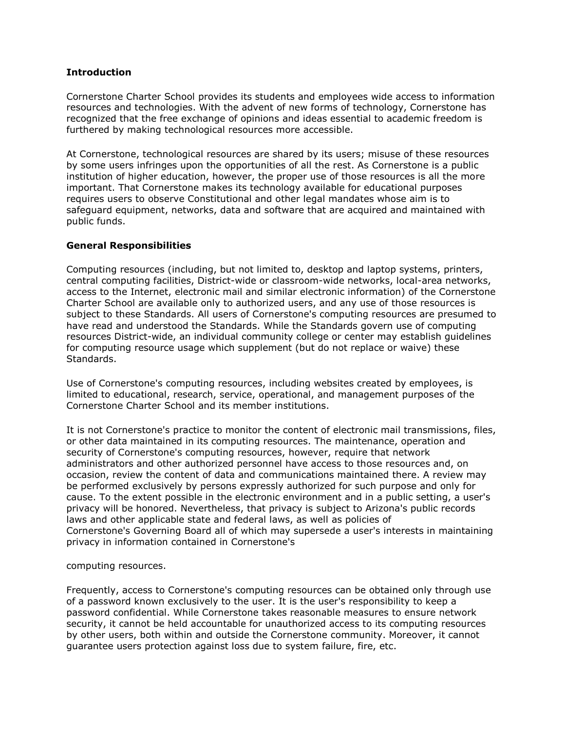**Introduction**

Cornerstone Charter School provides its students and employees wide access to information resources and technologies. With the advent of new forms of technology, Cornerstone has recognized that the free exchange of opinions and ideas essential to academic freedom is furthered by making technological resources more accessible.

At Cornerstone, technological resources are shared by its users; misuse of these resources by some users infringes upon the opportunities of all the rest. As Cornerstone is a public institution of higher education, however, the proper use of those resources is all the more important. That Cornerstone makes its technology available for educational purposes requires users to observe Constitutional and other legal mandates whose aim is to safeguard equipment, networks, data and software that are acquired and maintained with public funds.

**General Responsibilities**

Computing resources (including, but not limited to, desktop and laptop systems, printers, central computing facilities, District-wide or classroom-wide networks, local-area networks, access to the Internet, electronic mail and similar electronic information) of the Cornerstone Charter School are available only to authorized users, and any use of those resources is subject to these Standards. All users of Cornerstone's computing resources are presumed to have read and understood the Standards. While the Standards govern use of computing resources District-wide, an individual community college or center may establish guidelines for computing resource usage which supplement (but do not replace or waive) these Standards.

Use of Cornerstone's computing resources, including websites created by employees, is limited to educational, research, service, operational, and management purposes of the Cornerstone Charter School and its member institutions.

It is not Cornerstone's practice to monitor the content of electronic mail transmissions, files, or other data maintained in its computing resources. The maintenance, operation and security of Cornerstone's computing resources, however, require that network administrators and other authorized personnel have access to those resources and, on occasion, review the content of data and communications maintained there. A review may be performed exclusively by persons expressly authorized for such purpose and only for cause. To the extent possible in the electronic environment and in a public setting, a user's privacy will be honored. Nevertheless, that privacy is subject to Arizona's public records laws and other applicable state and federal laws, as well as policies of Cornerstone's Governing Board all of which may supersede a user's interests in maintaining privacy in information contained in Cornerstone's computing resources.

Frequently, access to Cornerstone's computing resources can be obtained only through use of a password known exclusively to the user. It is the user's responsibility to keep a password confidential. While Cornerstone takes reasonable measures to ensure network security, it cannot be held accountable for unauthorized access to its computing resources by other users, both within and outside the Cornerstone community. Moreover, it cannot guarantee users protection against loss due to system failure, fire, etc.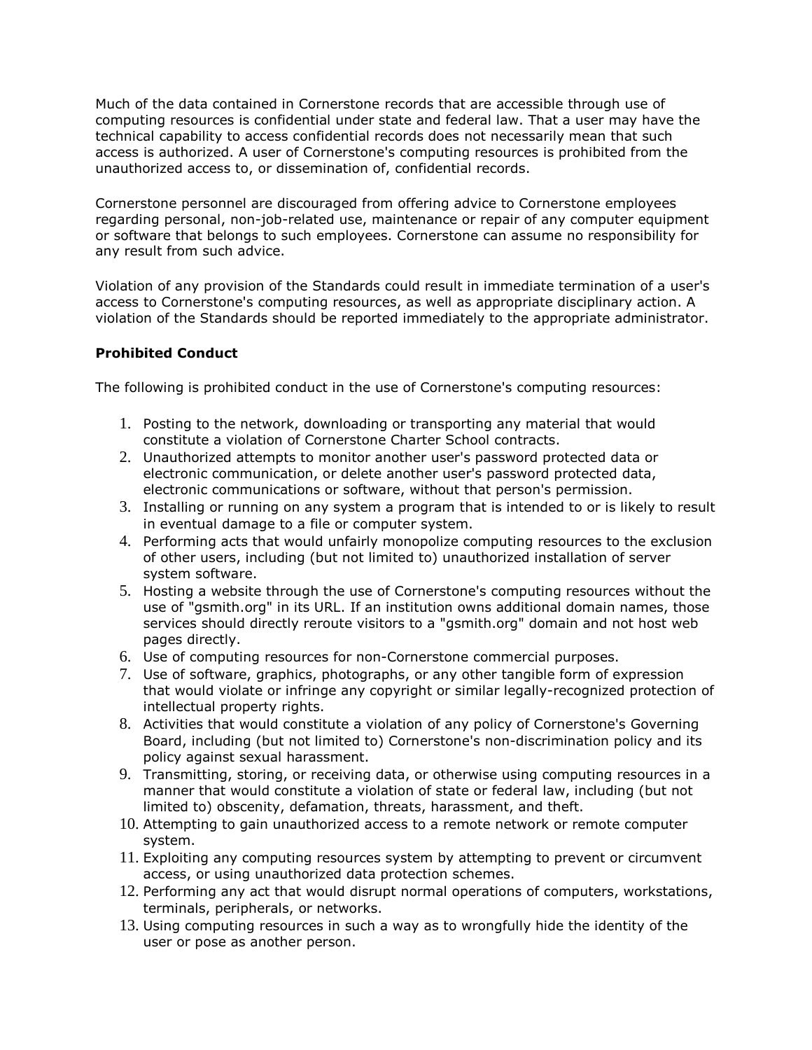Much of the data contained in Cornerstone records that are accessible through use of computing resources is confidential under state and federal law. That a user may have the technical capability to access confidential records does not necessarily mean that such access is authorized. A user of Cornerstone's computing resources is prohibited from the unauthorized access to, or dissemination of, confidential records.

Cornerstone personnel are discouraged from offering advice to Cornerstone employees regarding personal, non-job-related use, maintenance or repair of any computer equipment or software that belongs to such employees. Cornerstone can assume no responsibility for any result from such advice.

Violation of any provision of the Standards could result in immediate termination of a user's access to Cornerstone's computing resources, as well as appropriate disciplinary action. A violation of the Standards should be reported immediately to the appropriate administrator.

**Prohibited Conduct**

The following is prohibited conduct in the use of Cornerstone's computing resources:

1. Posting to the network, downloading or transporting any material that would constitute a violation of Cornerstone Charter School contracts.
2. Unauthorized attempts to monitor another user's password protected data or electronic communication, or delete another user's password protected data, electronic communications or software, without that person's permission.
3. Installing or running on any system a program that is intended to or is likely to result in eventual damage to a file or computer system.
4. Performing acts that would unfairly monopolize computing resources to the exclusion of other users, including (but not limited to) unauthorized installation of server system software.
5. Hosting a website through the use of Cornerstone's computing resources without the use of "gsmith.org" in its URL. If an institution owns additional domain names, those services should directly reroute visitors to a "gsmith.org" domain and not host web pages directly.
6. Use of computing resources for non-Cornerstone commercial purposes.
7. Use of software, graphics, photographs, or any other tangible form of expression that would violate or infringe any copyright or similar legally-recognized protection of intellectual property rights.
8. Activities that would constitute a violation of any policy of Cornerstone's Governing Board, including (but not limited to) Cornerstone's non-discrimination policy and its policy against sexual harassment.
9. Transmitting, storing, or receiving data, or otherwise using computing resources in a manner that would constitute a violation of state or federal law, including (but not limited to) obscenity, defamation, threats, harassment, and theft.
10. Attempting to gain unauthorized access to a remote network or remote computer system.
11. Exploiting any computing resources system by attempting to prevent or circumvent access, or using unauthorized data protection schemes.
12. Performing any act that would disrupt normal operations of computers, workstations, terminals, peripherals, or networks.
13. Using computing resources in such a way as to wrongfully hide the identity of the user or pose as another person.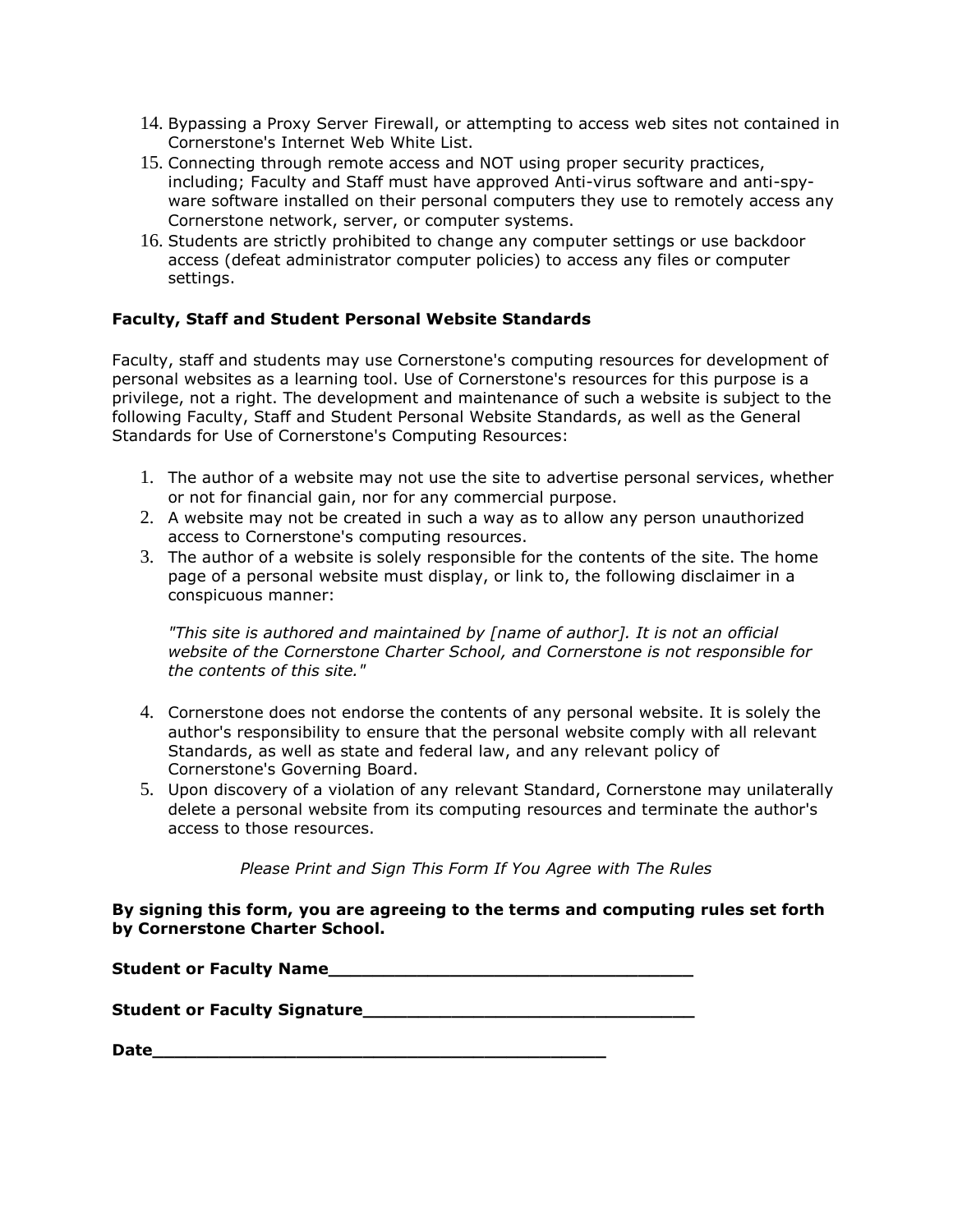14. Bypassing a Proxy Server Firewall, or attempting to access web sites not contained in Cornerstone's Internet Web White List.
15. Connecting through remote access and NOT using proper security practices, including; Faculty and Staff must have approved Anti-virus software and anti-spy-ware software installed on their personal computers they use to remotely access any Cornerstone network, server, or computer systems.
16. Students are strictly prohibited to change any computer settings or use backdoor access (defeat administrator computer policies) to access any files or computer settings.

**Faculty, Staff and Student Personal Website Standards**

Faculty, staff and students may use Cornerstone's computing resources for development of personal websites as a learning tool. Use of Cornerstone's resources for this purpose is a privilege, not a right. The development and maintenance of such a website is subject to the following Faculty, Staff and Student Personal Website Standards, as well as the General Standards for Use of Cornerstone's Computing Resources:

1. The author of a website may not use the site to advertise personal services, whether or not for financial gain, nor for any commercial purpose.
2. A website may not be created in such a way as to allow any person unauthorized access to Cornerstone's computing resources.
3. The author of a website is solely responsible for the contents of the site. The home page of a personal website must display, or link to, the following disclaimer in a conspicuous manner:

   *"This site is authored and maintained by [name of author]. It is not an official website of the Cornerstone Charter School, and Cornerstone is not responsible for the contents of this site."*

4. Cornerstone does not endorse the contents of any personal website. It is solely the author's responsibility to ensure that the personal website comply with all relevant Standards, as well as state and federal law, and any relevant policy of Cornerstone's Governing Board.
5. Upon discovery of a violation of any relevant Standard, Cornerstone may unilaterally delete a personal website from its computing resources and terminate the author's access to those resources.

*Please Print and Sign This Form If You Agree with The Rules*

**By signing this form, you are agreeing to the terms and computing rules set forth by Cornerstone Charter School.**

**Student or Faculty Name**___________________________________

**Student or Faculty Signature**________________________________

**Date**____________________________________________